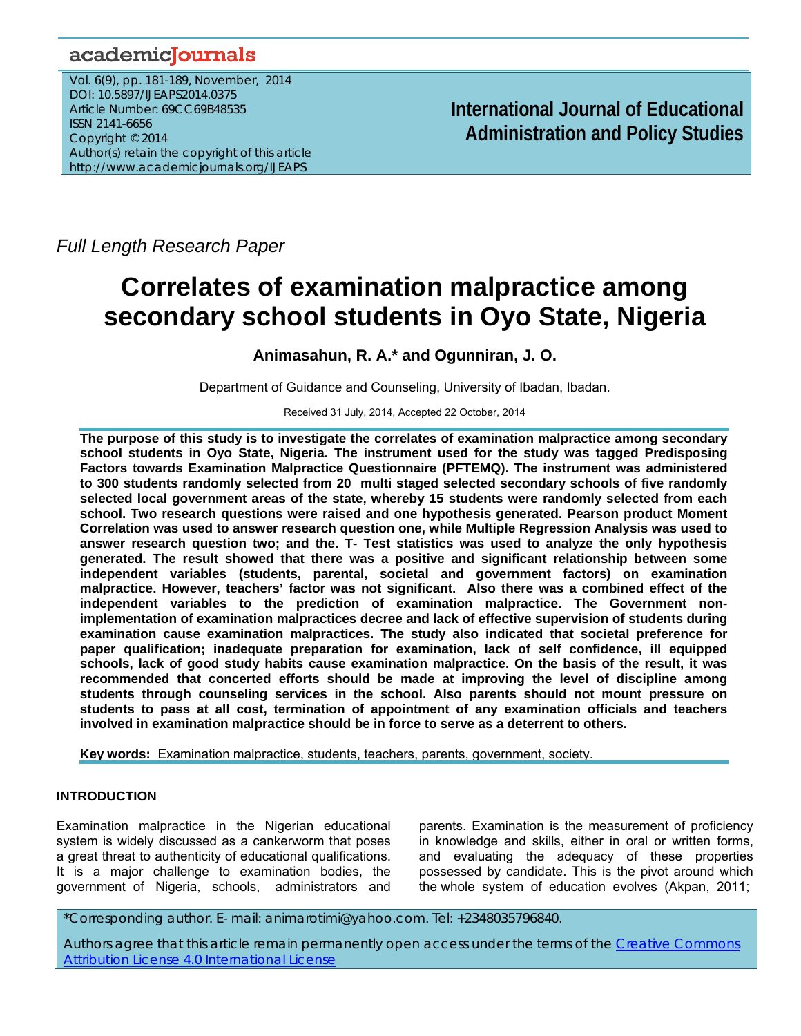*Full Length Research Paper*

# Correlates of examination malpractice among secondary school students in Oyo State, Nigeria

**Animasahun, R. A.* and Ogunniran, J. O.**

Department of Guidance and Counseling, University of Ibadan, Ibadan.

Received 31 July, 2014, Accepted 22 October, 2014

**The purpose of this study is to investigate the correlates of examination malpractice among secondary school students in Oyo State, Nigeria. The instrument used for the study was tagged Predisposing Factors towards Examination Malpractice Questionnaire (PFTEMQ). The instrument was administered to 300 students randomly selected from 20 multi staged selected secondary schools of five randomly selected local government areas of the state, whereby 15 students were randomly selected from each school. Two research questions were raised and one hypothesis generated. Pearson product Moment Correlation was used to answer research question one, while Multiple Regression Analysis was used to answer research question two; and the. T- Test statistics was used to analyze the only hypothesis generated. The result showed that there was a positive and significant relationship between some independent variables (students, parental, societal and government factors) on examination malpractice. However, teachers' factor was not significant. Also there was a combined effect of the independent variables to the prediction of examination malpractice. The Government non-implementation of examination malpractices decree and lack of effective supervision of students during examination cause examination malpractices. The study also indicated that societal preference for paper qualification; inadequate preparation for examination, lack of self confidence, ill equipped schools, lack of good study habits cause examination malpractice. On the basis of the result, it was recommended that concerted efforts should be made at improving the level of discipline among students through counseling services in the school. Also parents should not mount pressure on students to pass at all cost, termination of appointment of any examination officials and teachers involved in examination malpractice should be in force to serve as a deterrent to others.**

**Key words:** Examination malpractice, students, teachers, parents, government, society.

## INTRODUCTION

Examination malpractice in the Nigerian educational system is widely discussed as a cankerworm that poses a great threat to authenticity of educational qualifications. It is a major challenge to examination bodies, the government of Nigeria, schools, administrators and parents. Examination is the measurement of proficiency in knowledge and skills, either in oral or written forms, and evaluating the adequacy of these properties possessed by candidate. This is the pivot around which the whole system of education evolves (Akpan, 2011;

*Corresponding author. E-mail: animarotimi@yahoo.com. Tel: +2348035796840.

Authors agree that this article remain permanently open access under the terms of the Creative Commons Attribution License 4.0 International License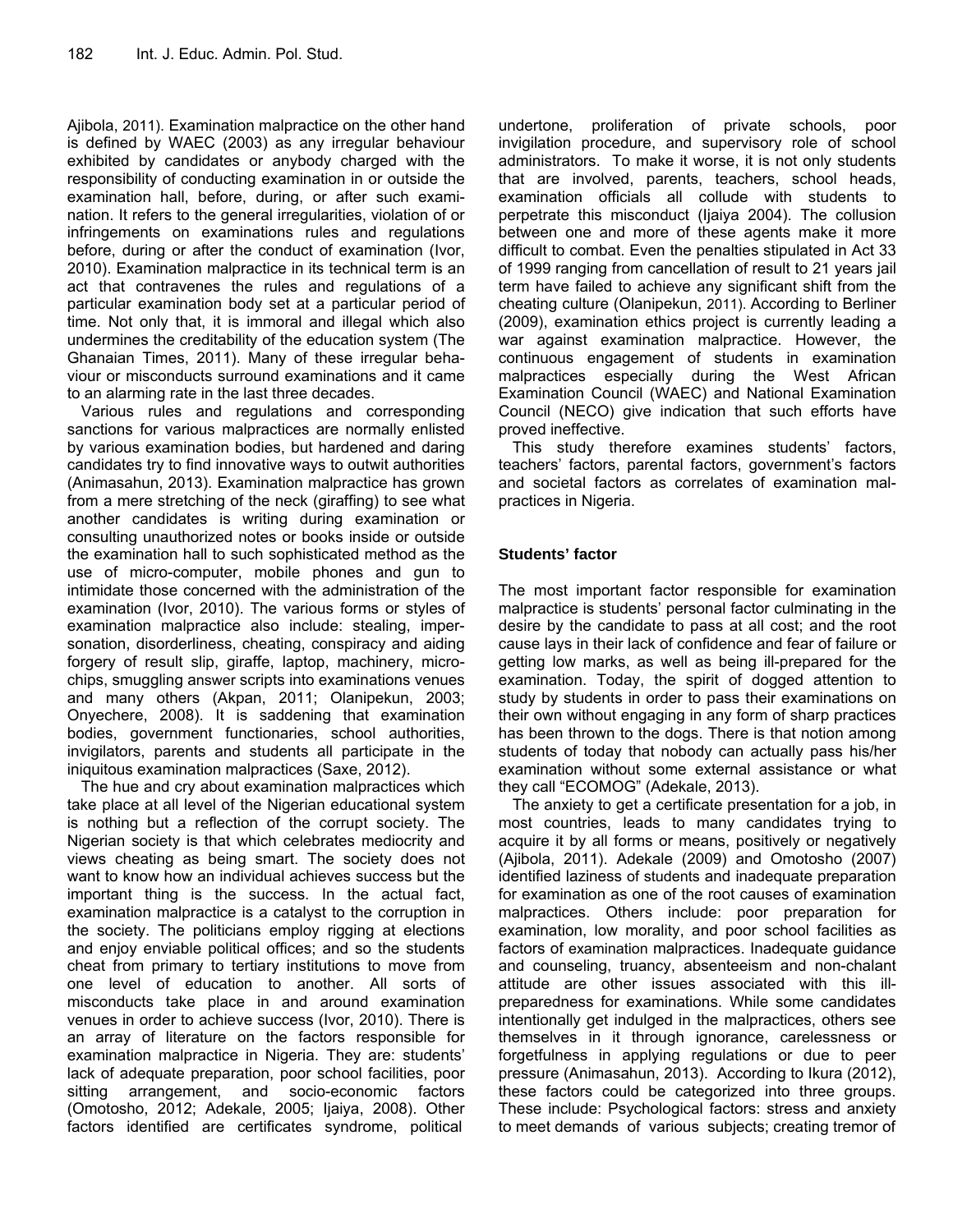Ajibola, 2011). Examination malpractice on the other hand is defined by WAEC (2003) as any irregular behaviour exhibited by candidates or anybody charged with the responsibility of conducting examination in or outside the examination hall, before, during, or after such examination. It refers to the general irregularities, violation of or infringements on examinations rules and regulations before, during or after the conduct of examination (Ivor, 2010). Examination malpractice in its technical term is an act that contravenes the rules and regulations of a particular examination body set at a particular period of time. Not only that, it is immoral and illegal which also undermines the creditability of the education system (The Ghanaian Times, 2011). Many of these irregular behaviour or misconducts surround examinations and it came to an alarming rate in the last three decades.

Various rules and regulations and corresponding sanctions for various malpractices are normally enlisted by various examination bodies, but hardened and daring candidates try to find innovative ways to outwit authorities (Animasahun, 2013). Examination malpractice has grown from a mere stretching of the neck (giraffing) to see what another candidates is writing during examination or consulting unauthorized notes or books inside or outside the examination hall to such sophisticated method as the use of micro-computer, mobile phones and gun to intimidate those concerned with the administration of the examination (Ivor, 2010). The various forms or styles of examination malpractice also include: stealing, impersonation, disorderliness, cheating, conspiracy and aiding forgery of result slip, giraffe, laptop, machinery, microchips, smuggling answer scripts into examinations venues and many others (Akpan, 2011; Olanipekun, 2003; Onyechere, 2008). It is saddening that examination bodies, government functionaries, school authorities, invigilators, parents and students all participate in the iniquitous examination malpractices (Saxe, 2012).

The hue and cry about examination malpractices which take place at all level of the Nigerian educational system is nothing but a reflection of the corrupt society. The Nigerian society is that which celebrates mediocrity and views cheating as being smart. The society does not want to know how an individual achieves success but the important thing is the success. In the actual fact, examination malpractice is a catalyst to the corruption in the society. The politicians employ rigging at elections and enjoy enviable political offices; and so the students cheat from primary to tertiary institutions to move from one level of education to another. All sorts of misconducts take place in and around examination venues in order to achieve success (Ivor, 2010). There is an array of literature on the factors responsible for examination malpractice in Nigeria. They are: students' lack of adequate preparation, poor school facilities, poor sitting arrangement, and socio-economic factors (Omotosho, 2012; Adekale, 2005; Ijaiya, 2008). Other factors identified are certificates syndrome, political undertone, proliferation of private schools, poor invigilation procedure, and supervisory role of school administrators. To make it worse, it is not only students that are involved, parents, teachers, school heads, examination officials all collude with students to perpetrate this misconduct (Ijaiya 2004). The collusion between one and more of these agents make it more difficult to combat. Even the penalties stipulated in Act 33 of 1999 ranging from cancellation of result to 21 years jail term have failed to achieve any significant shift from the cheating culture (Olanipekun, 2011). According to Berliner (2009), examination ethics project is currently leading a war against examination malpractice. However, the continuous engagement of students in examination malpractices especially during the West African Examination Council (WAEC) and National Examination Council (NECO) give indication that such efforts have proved ineffective.

This study therefore examines students' factors, teachers' factors, parental factors, government's factors and societal factors as correlates of examination malpractices in Nigeria.

## Students' factor

The most important factor responsible for examination malpractice is students' personal factor culminating in the desire by the candidate to pass at all cost; and the root cause lays in their lack of confidence and fear of failure or getting low marks, as well as being ill-prepared for the examination. Today, the spirit of dogged attention to study by students in order to pass their examinations on their own without engaging in any form of sharp practices has been thrown to the dogs. There is that notion among students of today that nobody can actually pass his/her examination without some external assistance or what they call "ECOMOG" (Adekale, 2013).

The anxiety to get a certificate presentation for a job, in most countries, leads to many candidates trying to acquire it by all forms or means, positively or negatively (Ajibola, 2011). Adekale (2009) and Omotosho (2007) identified laziness of students and inadequate preparation for examination as one of the root causes of examination malpractices. Others include: poor preparation for examination, low morality, and poor school facilities as factors of examination malpractices. Inadequate guidance and counseling, truancy, absenteeism and non-chalant attitude are other issues associated with this ill-preparedness for examinations. While some candidates intentionally get indulged in the malpractices, others see themselves in it through ignorance, carelessness or forgetfulness in applying regulations or due to peer pressure (Animasahun, 2013). According to Ikura (2012), these factors could be categorized into three groups. These include: Psychological factors: stress and anxiety to meet demands of various subjects; creating tremor of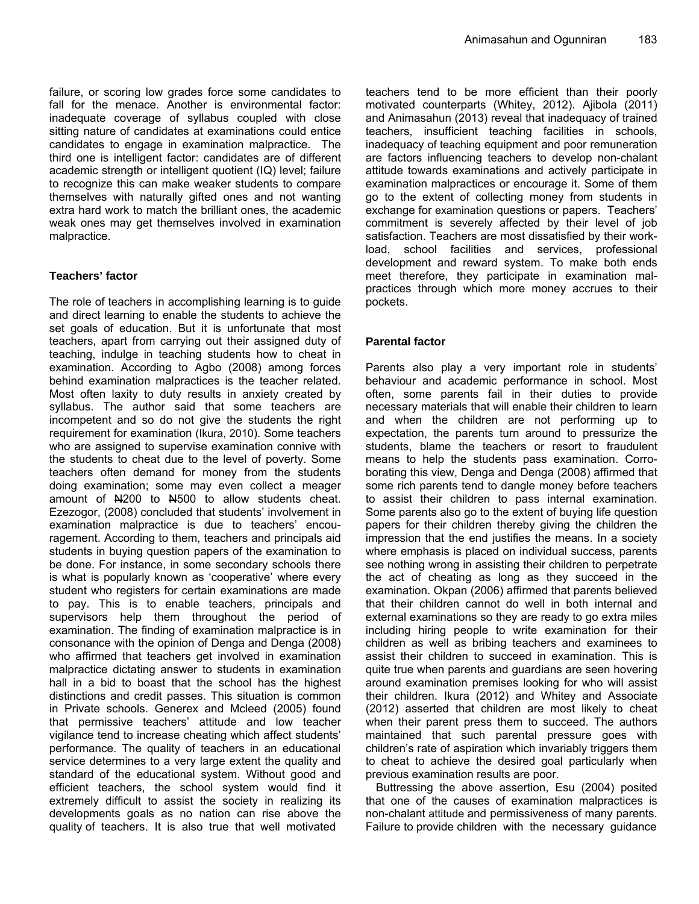failure, or scoring low grades force some candidates to fall for the menace. Another is environmental factor: inadequate coverage of syllabus coupled with close sitting nature of candidates at examinations could entice candidates to engage in examination malpractice. The third one is intelligent factor: candidates are of different academic strength or intelligent quotient (IQ) level; failure to recognize this can make weaker students to compare themselves with naturally gifted ones and not wanting extra hard work to match the brilliant ones, the academic weak ones may get themselves involved in examination malpractice.

### Teachers' factor

The role of teachers in accomplishing learning is to guide and direct learning to enable the students to achieve the set goals of education. But it is unfortunate that most teachers, apart from carrying out their assigned duty of teaching, indulge in teaching students how to cheat in examination. According to Agbo (2008) among forces behind examination malpractices is the teacher related. Most often laxity to duty results in anxiety created by syllabus. The author said that some teachers are incompetent and so do not give the students the right requirement for examination (Ikura, 2010). Some teachers who are assigned to supervise examination connive with the students to cheat due to the level of poverty. Some teachers often demand for money from the students doing examination; some may even collect a meager amount of ₦200 to ₦500 to allow students cheat. Ezezogor, (2008) concluded that students' involvement in examination malpractice is due to teachers' encouragement. According to them, teachers and principals aid students in buying question papers of the examination to be done. For instance, in some secondary schools there is what is popularly known as 'cooperative' where every student who registers for certain examinations are made to pay. This is to enable teachers, principals and supervisors help them throughout the period of examination. The finding of examination malpractice is in consonance with the opinion of Denga and Denga (2008) who affirmed that teachers get involved in examination malpractice dictating answer to students in examination hall in a bid to boast that the school has the highest distinctions and credit passes. This situation is common in Private schools. Generex and Mcleed (2005) found that permissive teachers' attitude and low teacher vigilance tend to increase cheating which affect students' performance. The quality of teachers in an educational service determines to a very large extent the quality and standard of the educational system. Without good and efficient teachers, the school system would find it extremely difficult to assist the society in realizing its developments goals as no nation can rise above the quality of teachers. It is also true that well motivated teachers tend to be more efficient than their poorly motivated counterparts (Whitey, 2012). Ajibola (2011) and Animasahun (2013) reveal that inadequacy of trained teachers, insufficient teaching facilities in schools, inadequacy of teaching equipment and poor remuneration are factors influencing teachers to develop non-chalant attitude towards examinations and actively participate in examination malpractices or encourage it. Some of them go to the extent of collecting money from students in exchange for examination questions or papers. Teachers' commitment is severely affected by their level of job satisfaction. Teachers are most dissatisfied by their work-load, school facilities and services, professional development and reward system. To make both ends meet therefore, they participate in examination malpractices through which more money accrues to their pockets.

### Parental factor

Parents also play a very important role in students' behaviour and academic performance in school. Most often, some parents fail in their duties to provide necessary materials that will enable their children to learn and when the children are not performing up to expectation, the parents turn around to pressurize the students, blame the teachers or resort to fraudulent means to help the students pass examination. Corroborating this view, Denga and Denga (2008) affirmed that some rich parents tend to dangle money before teachers to assist their children to pass internal examination. Some parents also go to the extent of buying life question papers for their children thereby giving the children the impression that the end justifies the means. In a society where emphasis is placed on individual success, parents see nothing wrong in assisting their children to perpetrate the act of cheating as long as they succeed in the examination. Okpan (2006) affirmed that parents believed that their children cannot do well in both internal and external examinations so they are ready to go extra miles including hiring people to write examination for their children as well as bribing teachers and examinees to assist their children to succeed in examination. This is quite true when parents and guardians are seen hovering around examination premises looking for who will assist their children. Ikura (2012) and Whitey and Associate (2012) asserted that children are most likely to cheat when their parent press them to succeed. The authors maintained that such parental pressure goes with children's rate of aspiration which invariably triggers them to cheat to achieve the desired goal particularly when previous examination results are poor.

Buttressing the above assertion, Esu (2004) posited that one of the causes of examination malpractices is non-chalant attitude and permissiveness of many parents. Failure to provide children with the necessary guidance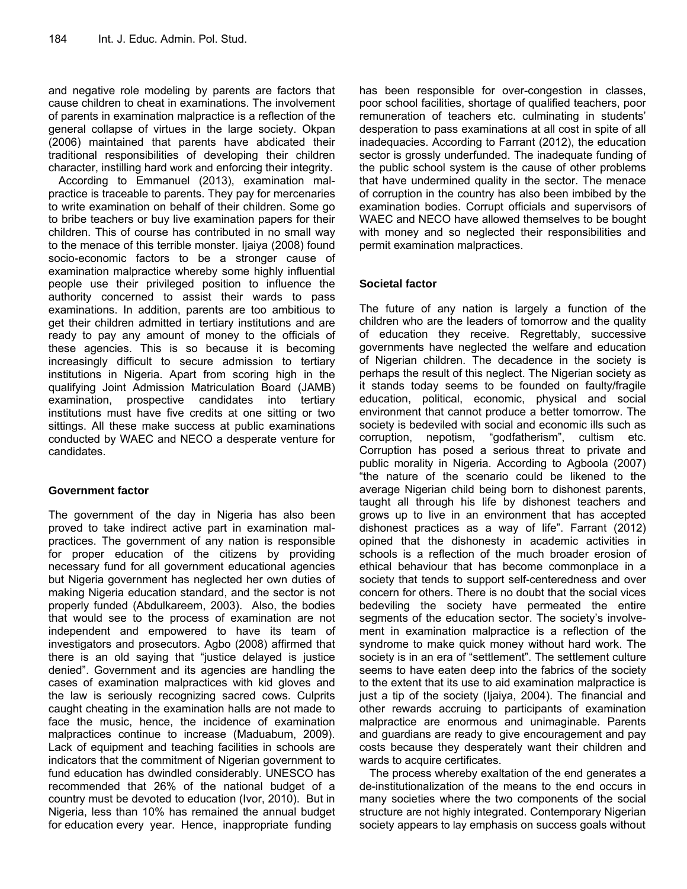and negative role modeling by parents are factors that cause children to cheat in examinations. The involvement of parents in examination malpractice is a reflection of the general collapse of virtues in the large society. Okpan (2006) maintained that parents have abdicated their traditional responsibilities of developing their children character, instilling hard work and enforcing their integrity.

According to Emmanuel (2013), examination malpractice is traceable to parents. They pay for mercenaries to write examination on behalf of their children. Some go to bribe teachers or buy live examination papers for their children. This of course has contributed in no small way to the menace of this terrible monster. Ijaiya (2008) found socio-economic factors to be a stronger cause of examination malpractice whereby some highly influential people use their privileged position to influence the authority concerned to assist their wards to pass examinations. In addition, parents are too ambitious to get their children admitted in tertiary institutions and are ready to pay any amount of money to the officials of these agencies. This is so because it is becoming increasingly difficult to secure admission to tertiary institutions in Nigeria. Apart from scoring high in the qualifying Joint Admission Matriculation Board (JAMB) examination, prospective candidates into tertiary institutions must have five credits at one sitting or two sittings. All these make success at public examinations conducted by WAEC and NECO a desperate venture for candidates.

### Government factor

The government of the day in Nigeria has also been proved to take indirect active part in examination malpractices. The government of any nation is responsible for proper education of the citizens by providing necessary fund for all government educational agencies but Nigeria government has neglected her own duties of making Nigeria education standard, and the sector is not properly funded (Abdulkareem, 2003). Also, the bodies that would see to the process of examination are not independent and empowered to have its team of investigators and prosecutors. Agbo (2008) affirmed that there is an old saying that "justice delayed is justice denied". Government and its agencies are handling the cases of examination malpractices with kid gloves and the law is seriously recognizing sacred cows. Culprits caught cheating in the examination halls are not made to face the music, hence, the incidence of examination malpractices continue to increase (Maduabum, 2009). Lack of equipment and teaching facilities in schools are indicators that the commitment of Nigerian government to fund education has dwindled considerably. UNESCO has recommended that 26% of the national budget of a country must be devoted to education (Ivor, 2010). But in Nigeria, less than 10% has remained the annual budget for education every year. Hence, inappropriate funding has been responsible for over-congestion in classes, poor school facilities, shortage of qualified teachers, poor remuneration of teachers etc. culminating in students' desperation to pass examinations at all cost in spite of all inadequacies. According to Farrant (2012), the education sector is grossly underfunded. The inadequate funding of the public school system is the cause of other problems that have undermined quality in the sector. The menace of corruption in the country has also been imbibed by the examination bodies. Corrupt officials and supervisors of WAEC and NECO have allowed themselves to be bought with money and so neglected their responsibilities and permit examination malpractices.

### Societal factor

The future of any nation is largely a function of the children who are the leaders of tomorrow and the quality of education they receive. Regrettably, successive governments have neglected the welfare and education of Nigerian children. The decadence in the society is perhaps the result of this neglect. The Nigerian society as it stands today seems to be founded on faulty/fragile education, political, economic, physical and social environment that cannot produce a better tomorrow. The society is bedeviled with social and economic ills such as corruption, nepotism, "godfatherism", cultism etc. Corruption has posed a serious threat to private and public morality in Nigeria. According to Agboola (2007) "the nature of the scenario could be likened to the average Nigerian child being born to dishonest parents, taught all through his life by dishonest teachers and grows up to live in an environment that has accepted dishonest practices as a way of life". Farrant (2012) opined that the dishonesty in academic activities in schools is a reflection of the much broader erosion of ethical behaviour that has become commonplace in a society that tends to support self-centeredness and over concern for others. There is no doubt that the social vices bedeviling the society have permeated the entire segments of the education sector. The society's involvement in examination malpractice is a reflection of the syndrome to make quick money without hard work. The society is in an era of "settlement". The settlement culture seems to have eaten deep into the fabrics of the society to the extent that its use to aid examination malpractice is just a tip of the society (Ijaiya, 2004). The financial and other rewards accruing to participants of examination malpractice are enormous and unimaginable. Parents and guardians are ready to give encouragement and pay costs because they desperately want their children and wards to acquire certificates.

The process whereby exaltation of the end generates a de-institutionalization of the means to the end occurs in many societies where the two components of the social structure are not highly integrated. Contemporary Nigerian society appears to lay emphasis on success goals without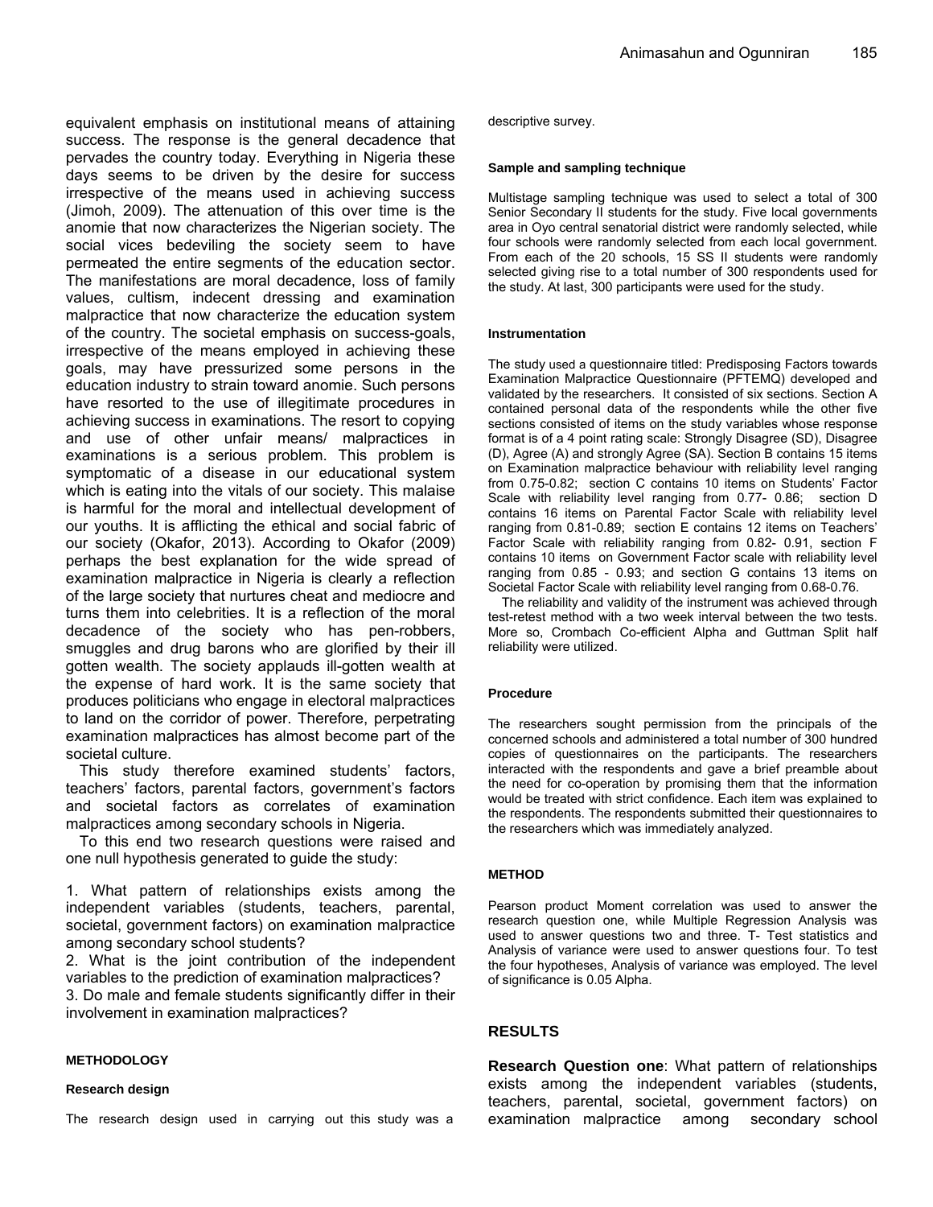equivalent emphasis on institutional means of attaining success. The response is the general decadence that pervades the country today. Everything in Nigeria these days seems to be driven by the desire for success irrespective of the means used in achieving success (Jimoh, 2009). The attenuation of this over time is the anomie that now characterizes the Nigerian society. The social vices bedeviling the society seem to have permeated the entire segments of the education sector. The manifestations are moral decadence, loss of family values, cultism, indecent dressing and examination malpractice that now characterize the education system of the country. The societal emphasis on success-goals, irrespective of the means employed in achieving these goals, may have pressurized some persons in the education industry to strain toward anomie. Such persons have resorted to the use of illegitimate procedures in achieving success in examinations. The resort to copying and use of other unfair means/ malpractices in examinations is a serious problem. This problem is symptomatic of a disease in our educational system which is eating into the vitals of our society. This malaise is harmful for the moral and intellectual development of our youths. It is afflicting the ethical and social fabric of our society (Okafor, 2013). According to Okafor (2009) perhaps the best explanation for the wide spread of examination malpractice in Nigeria is clearly a reflection of the large society that nurtures cheat and mediocre and turns them into celebrities. It is a reflection of the moral decadence of the society who has pen-robbers, smuggles and drug barons who are glorified by their ill gotten wealth. The society applauds ill-gotten wealth at the expense of hard work. It is the same society that produces politicians who engage in electoral malpractices to land on the corridor of power. Therefore, perpetrating examination malpractices has almost become part of the societal culture.

This study therefore examined students' factors, teachers' factors, parental factors, government's factors and societal factors as correlates of examination malpractices among secondary schools in Nigeria.

To this end two research questions were raised and one null hypothesis generated to guide the study:

1. What pattern of relationships exists among the independent variables (students, teachers, parental, societal, government factors) on examination malpractice among secondary school students?
2. What is the joint contribution of the independent variables to the prediction of examination malpractices?
3. Do male and female students significantly differ in their involvement in examination malpractices?

## METHODOLOGY

### Research design

The research design used in carrying out this study was a descriptive survey.

### Sample and sampling technique

Multistage sampling technique was used to select a total of 300 Senior Secondary II students for the study. Five local governments area in Oyo central senatorial district were randomly selected, while four schools were randomly selected from each local government. From each of the 20 schools, 15 SS II students were randomly selected giving rise to a total number of 300 respondents used for the study. At last, 300 participants were used for the study.

### Instrumentation

The study used a questionnaire titled: Predisposing Factors towards Examination Malpractice Questionnaire (PFTEMQ) developed and validated by the researchers. It consisted of six sections. Section A contained personal data of the respondents while the other five sections consisted of items on the study variables whose response format is of a 4 point rating scale: Strongly Disagree (SD), Disagree (D), Agree (A) and strongly Agree (SA). Section B contains 15 items on Examination malpractice behaviour with reliability level ranging from 0.75-0.82; section C contains 10 items on Students' Factor Scale with reliability level ranging from 0.77- 0.86; section D contains 16 items on Parental Factor Scale with reliability level ranging from 0.81-0.89; section E contains 12 items on Teachers' Factor Scale with reliability ranging from 0.82- 0.91, section F contains 10 items on Government Factor scale with reliability level ranging from 0.85 - 0.93; and section G contains 13 items on Societal Factor Scale with reliability level ranging from 0.68-0.76.

The reliability and validity of the instrument was achieved through test-retest method with a two week interval between the two tests. More so, Crombach Co-efficient Alpha and Guttman Split half reliability were utilized.

### Procedure

The researchers sought permission from the principals of the concerned schools and administered a total number of 300 hundred copies of questionnaires on the participants. The researchers interacted with the respondents and gave a brief preamble about the need for co-operation by promising them that the information would be treated with strict confidence. Each item was explained to the respondents. The respondents submitted their questionnaires to the researchers which was immediately analyzed.

## METHOD

Pearson product Moment correlation was used to answer the research question one, while Multiple Regression Analysis was used to answer questions two and three. T- Test statistics and Analysis of variance were used to answer questions four. To test the four hypotheses, Analysis of variance was employed. The level of significance is 0.05 Alpha.

## RESULTS

**Research Question one**: What pattern of relationships exists among the independent variables (students, teachers, parental, societal, government factors) on examination malpractice among secondary school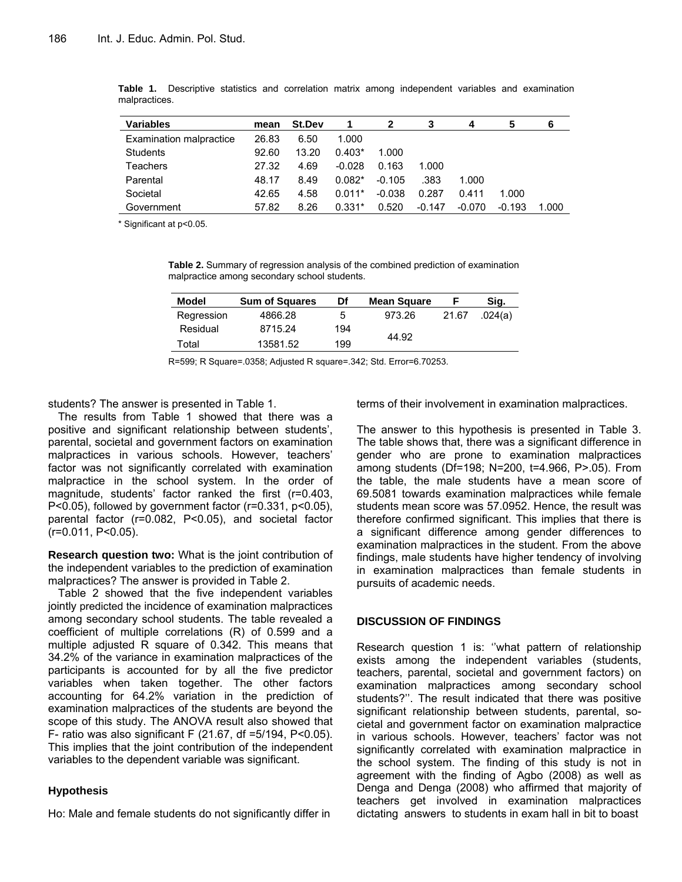**Table 1.** Descriptive statistics and correlation matrix among independent variables and examination malpractices.

| Variables | mean | St.Dev | 1 | 2 | 3 | 4 | 5 | 6 |
|---|---|---|---|---|---|---|---|---|
| Examination malpractice | 26.83 | 6.50 | 1.000 | | | | | |
| Students | 92.60 | 13.20 | 0.403* | 1.000 | | | | |
| Teachers | 27.32 | 4.69 | -0.028 | 0.163 | 1.000 | | | |
| Parental | 48.17 | 8.49 | 0.082* | -0.105 | .383 | 1.000 | | |
| Societal | 42.65 | 4.58 | 0.011* | -0.038 | 0.287 | 0.411 | 1.000 | |
| Government | 57.82 | 8.26 | 0.331* | 0.520 | -0.147 | -0.070 | -0.193 | 1.000 |

* Significant at p<0.05.

**Table 2.** Summary of regression analysis of the combined prediction of examination malpractice among secondary school students.

| Model | Sum of Squares | Df | Mean Square | F | Sig. |
|---|---|---|---|---|---|
| Regression | 4866.28 | 5 | 973.26 | 21.67 | .024(a) |
| Residual | 8715.24 | 194 | 44.92 | | |
| Total | 13581.52 | 199 | | | |

R=599; R Square=.0358; Adjusted R square=.342; Std. Error=6.70253.

students? The answer is presented in Table 1.

The results from Table 1 showed that there was a positive and significant relationship between students', parental, societal and government factors on examination malpractices in various schools. However, teachers' factor was not significantly correlated with examination malpractice in the school system. In the order of magnitude, students' factor ranked the first (r=0.403, P<0.05), followed by government factor (r=0.331, p<0.05), parental factor (r=0.082, P<0.05), and societal factor (r=0.011, P<0.05).

**Research question two:** What is the joint contribution of the independent variables to the prediction of examination malpractices? The answer is provided in Table 2.

Table 2 showed that the five independent variables jointly predicted the incidence of examination malpractices among secondary school students. The table revealed a coefficient of multiple correlations (R) of 0.599 and a multiple adjusted R square of 0.342. This means that 34.2% of the variance in examination malpractices of the participants is accounted for by all the five predictor variables when taken together. The other factors accounting for 64.2% variation in the prediction of examination malpractices of the students are beyond the scope of this study. The ANOVA result also showed that F- ratio was also significant F (21.67, df =5/194, P<0.05). This implies that the joint contribution of the independent variables to the dependent variable was significant.

### Hypothesis

Ho: Male and female students do not significantly differ in terms of their involvement in examination malpractices.

The answer to this hypothesis is presented in Table 3. The table shows that, there was a significant difference in gender who are prone to examination malpractices among students (Df=198; N=200, t=4.966, P>.05). From the table, the male students have a mean score of 69.5081 towards examination malpractices while female students mean score was 57.0952. Hence, the result was therefore confirmed significant. This implies that there is a significant difference among gender differences to examination malpractices in the student. From the above findings, male students have higher tendency of involving in examination malpractices than female students in pursuits of academic needs.

## DISCUSSION OF FINDINGS

Research question 1 is: ''what pattern of relationship exists among the independent variables (students, teachers, parental, societal and government factors) on examination malpractices among secondary school students?''. The result indicated that there was positive significant relationship between students, parental, societal and government factor on examination malpractice in various schools. However, teachers' factor was not significantly correlated with examination malpractice in the school system. The finding of this study is not in agreement with the finding of Agbo (2008) as well as Denga and Denga (2008) who affirmed that majority of teachers get involved in examination malpractices dictating answers to students in exam hall in bit to boast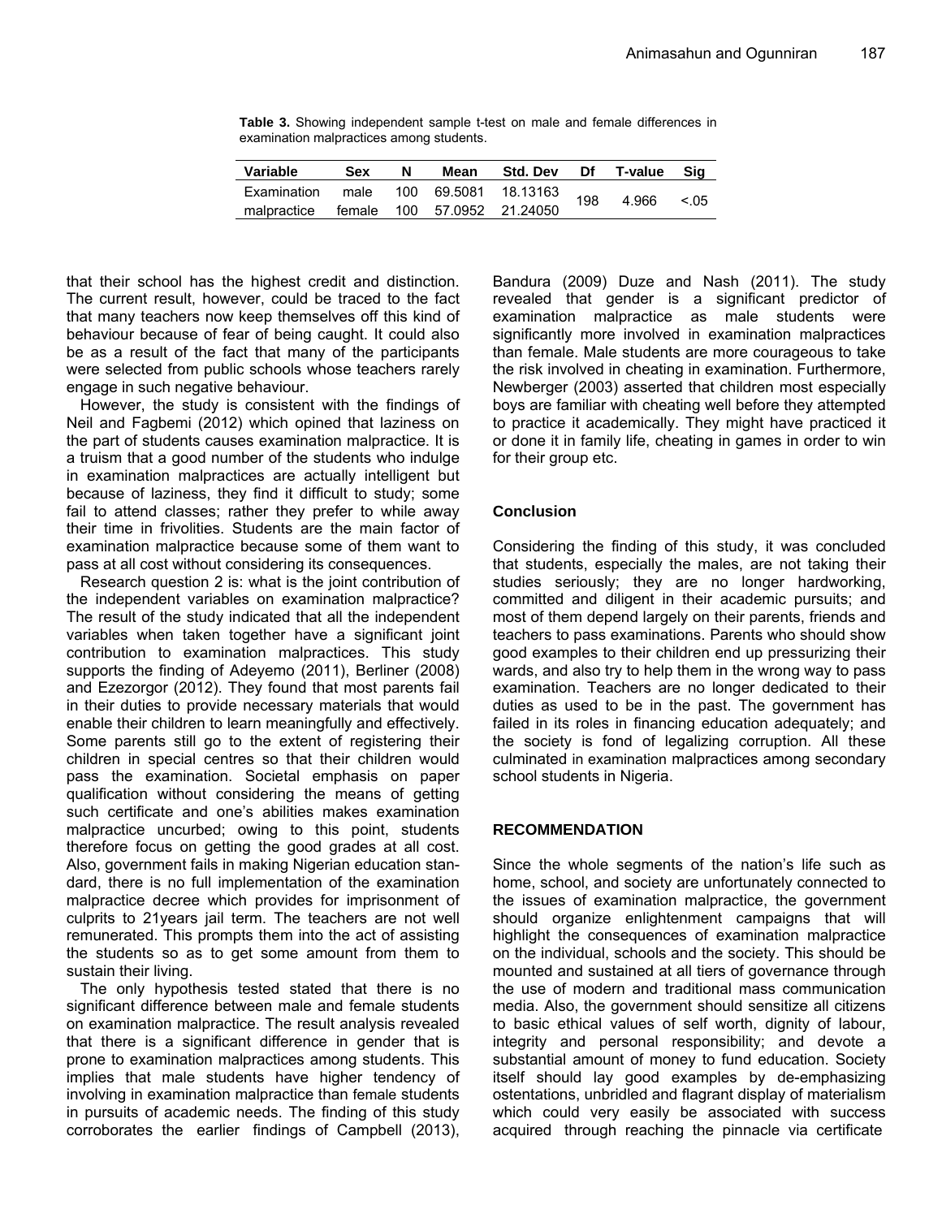**Table 3.** Showing independent sample t-test on male and female differences in examination malpractices among students.

| Variable | Sex | N | Mean | Std. Dev | Df | T-value | Sig |
|---|---|---|---|---|---|---|---|
| Examination malpractice | male | 100 | 69.5081 | 18.13163 | 198 | 4.966 | <.05 |
| | female | 100 | 57.0952 | 21.24050 | | | |

that their school has the highest credit and distinction. The current result, however, could be traced to the fact that many teachers now keep themselves off this kind of behaviour because of fear of being caught. It could also be as a result of the fact that many of the participants were selected from public schools whose teachers rarely engage in such negative behaviour.

However, the study is consistent with the findings of Neil and Fagbemi (2012) which opined that laziness on the part of students causes examination malpractice. It is a truism that a good number of the students who indulge in examination malpractices are actually intelligent but because of laziness, they find it difficult to study; some fail to attend classes; rather they prefer to while away their time in frivolities. Students are the main factor of examination malpractice because some of them want to pass at all cost without considering its consequences.

Research question 2 is: what is the joint contribution of the independent variables on examination malpractice? The result of the study indicated that all the independent variables when taken together have a significant joint contribution to examination malpractices. This study supports the finding of Adeyemo (2011), Berliner (2008) and Ezezorgor (2012). They found that most parents fail in their duties to provide necessary materials that would enable their children to learn meaningfully and effectively. Some parents still go to the extent of registering their children in special centres so that their children would pass the examination. Societal emphasis on paper qualification without considering the means of getting such certificate and one's abilities makes examination malpractice uncurbed; owing to this point, students therefore focus on getting the good grades at all cost. Also, government fails in making Nigerian education standard, there is no full implementation of the examination malpractice decree which provides for imprisonment of culprits to 21years jail term. The teachers are not well remunerated. This prompts them into the act of assisting the students so as to get some amount from them to sustain their living.

The only hypothesis tested stated that there is no significant difference between male and female students on examination malpractice. The result analysis revealed that there is a significant difference in gender that is prone to examination malpractices among students. This implies that male students have higher tendency of involving in examination malpractice than female students in pursuits of academic needs. The finding of this study corroborates the earlier findings of Campbell (2013), Bandura (2009) Duze and Nash (2011). The study revealed that gender is a significant predictor of examination malpractice as male students were significantly more involved in examination malpractices than female. Male students are more courageous to take the risk involved in cheating in examination. Furthermore, Newberger (2003) asserted that children most especially boys are familiar with cheating well before they attempted to practice it academically. They might have practiced it or done it in family life, cheating in games in order to win for their group etc.

## Conclusion

Considering the finding of this study, it was concluded that students, especially the males, are not taking their studies seriously; they are no longer hardworking, committed and diligent in their academic pursuits; and most of them depend largely on their parents, friends and teachers to pass examinations. Parents who should show good examples to their children end up pressurizing their wards, and also try to help them in the wrong way to pass examination. Teachers are no longer dedicated to their duties as used to be in the past. The government has failed in its roles in financing education adequately; and the society is fond of legalizing corruption. All these culminated in examination malpractices among secondary school students in Nigeria.

## RECOMMENDATION

Since the whole segments of the nation's life such as home, school, and society are unfortunately connected to the issues of examination malpractice, the government should organize enlightenment campaigns that will highlight the consequences of examination malpractice on the individual, schools and the society. This should be mounted and sustained at all tiers of governance through the use of modern and traditional mass communication media. Also, the government should sensitize all citizens to basic ethical values of self worth, dignity of labour, integrity and personal responsibility; and devote a substantial amount of money to fund education. Society itself should lay good examples by de-emphasizing ostentations, unbridled and flagrant display of materialism which could very easily be associated with success acquired through reaching the pinnacle via certificate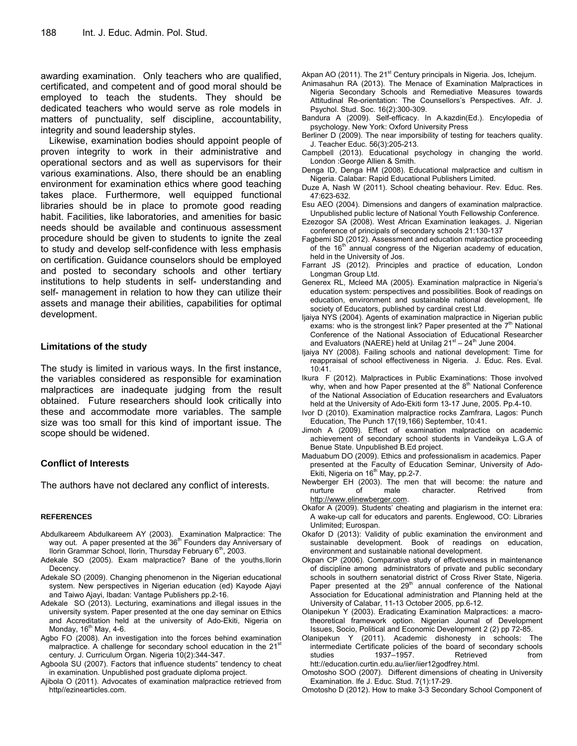awarding examination. Only teachers who are qualified, certificated, and competent and of good moral should be employed to teach the students. They should be dedicated teachers who would serve as role models in matters of punctuality, self discipline, accountability, integrity and sound leadership styles.

Likewise, examination bodies should appoint people of proven integrity to work in their administrative and operational sectors and as well as supervisors for their various examinations. Also, there should be an enabling environment for examination ethics where good teaching takes place. Furthermore, well equipped functional libraries should be in place to promote good reading habit. Facilities, like laboratories, and amenities for basic needs should be available and continuous assessment procedure should be given to students to ignite the zeal to study and develop self-confidence with less emphasis on certification. Guidance counselors should be employed and posted to secondary schools and other tertiary institutions to help students in self- understanding and self- management in relation to how they can utilize their assets and manage their abilities, capabilities for optimal development.

### Limitations of the study

The study is limited in various ways. In the first instance, the variables considered as responsible for examination malpractices are inadequate judging from the result obtained. Future researchers should look critically into these and accommodate more variables. The sample size was too small for this kind of important issue. The scope should be widened.

### Conflict of Interests

The authors have not declared any conflict of interests.

### REFERENCES

Abdulkareem Abdulkareem AY (2003). Examination Malpractice: The way out. A paper presented at the 36th Founders day Anniversary of Ilorin Grammar School, Ilorin, Thursday February 6th, 2003.

Adekale SO (2005). Exam malpractice? Bane of the youths,Ilorin Decency.

Adekale SO (2009). Changing phenomenon in the Nigerian educational system. New perspectives in Nigerian education (ed) Kayode Ajayi and Taiwo Ajayi, Ibadan: Vantage Publishers pp.2-16.

Adekale SO (2013). Lecturing, examinations and illegal issues in the university system. Paper presented at the one day seminar on Ethics and Accreditation held at the university of Ado-Ekiti, Nigeria on Monday, 16th May, 4-6.

Agbo FO (2008). An investigation into the forces behind examination malpractice. A challenge for secondary school education in the 21st century. J. Curriculum Organ. Nigeria 10(2):344-347.

Agboola SU (2007). Factors that influence students" tendency to cheat in examination. Unpublished post graduate diploma project.

Ajibola O (2011). Advocates of examination malpractice retrieved from http//ezinearticles.com.

Akpan AO (2011). The 21st Century principals in Nigeria. Jos, Ichejum.

Animasahun RA (2013). The Menace of Examination Malpractices in Nigeria Secondary Schools and Remediative Measures towards Attitudinal Re-orientation: The Counsellors's Perspectives. Afr. J. Psychol. Stud. Soc. 16(2):300-309.

Bandura A (2009). Self-efficacy. In A.kazdin(Ed.). Encylopedia of psychology. New York: Oxford University Press

Berliner D (2009). The near imporsibility of testing for teachers quality. J. Teacher Educ. 56(3):205-213.

Campbell (2013). Educational psychology in changing the world. London :George Allien & Smith.

Denga ID, Denga HM (2008). Educational malpractice and cultism in Nigeria. Calabar: Rapid Educational Publishers Limited.

Duze A, Nash W (2011). School cheating behaviour. Rev. Educ. Res. 47:623-632.

Esu AEO (2004). Dimensions and dangers of examination malpractice. Unpublished public lecture of National Youth Fellowship Conference.

Ezezogor SA (2008). West African Examination leakages. J. Nigerian conference of principals of secondary schools 21:130-137

Fagbemi SD (2012). Assessment and education malpractice proceeding of the 16th annual congress of the Nigerian academy of education, held in the University of Jos.

Farrant JS (2012). Principles and practice of education, London Longman Group Ltd.

Generex RL, Mcleed MA (2005). Examination malpractice in Nigeria's education system: perspectives and possibilities. Book of readings on education, environment and sustainable national development, Ife society of Educators, published by cardinal crest Ltd.

Ijaiya NYS (2004). Agents of examination malpractice in Nigerian public exams: who is the strongest link? Paper presented at the 7th National Conference of the National Association of Educational Researcher and Evaluators (NAERE) held at Unilag 21st – 24th June 2004.

Ijaiya NY (2008). Failing schools and national development: Time for reappraisal of school effectiveness in Nigeria. J. Educ. Res. Eval. 10:41.

Ikura F (2012). Malpractices in Public Examinations: Those involved why, when and how Paper presented at the 8th National Conference of the National Association of Education researchers and Evaluators held at the University of Ado-Ekiti form 13-17 June, 2005. Pp.4-10.

Ivor D (2010). Examination malpractice rocks Zamfrara, Lagos: Punch Education, The Punch 17(19,166) September, 10:41.

Jimoh A (2009). Effect of examination malpractice on academic achievement of secondary school students in Vandeikya L.G.A of Benue State. Unpublished B.Ed project.

Maduabum DO (2009). Ethics and professionalism in academics. Paper presented at the Faculty of Education Seminar, University of Ado-Ekiti, Nigeria on 16th May, pp.2-7.

Newberger EH (2003). The men that will become: the nature and nurture of male character. Retrived from http://www.elinewberger.com.

Okafor A (2009). Students' cheating and plagiarism in the internet era: A wake-up call for educators and parents. Englewood, CO: Libraries Unlimited; Eurospan.

Okafor D (2013): Validity of public examination the environment and sustainable development. Book of readings on education, environment and sustainable national development.

Okpan CP (2006). Comparative study of effectiveness in maintenance of discipline among administrators of private and public secondary schools in southern senatorial district of Cross River State, Nigeria. Paper presented at the 29th annual conference of the National Association for Educational administration and Planning held at the University of Calabar, 11-13 October 2005, pp.6-12.

Olanipekun Y (2003). Eradicating Examination Malpractices: a macro-theoretical framework option. Nigerian Journal of Development Issues, Socio, Political and Economic Development 2 (2) pp 72-85.

Olanipekun Y (2011). Academic dishonesty in schools: The intermediate Certificate policies of the board of secondary schools studies 1937–1957. Retrieved from htt://education.curtin.edu.au/iier/iier12godfrey.html.

Omotosho SOO (2007). Different dimensions of cheating in University Examination. Ife J. Educ. Stud. 7(1):17-29.

Omotosho D (2012). How to make 3-3 Secondary School Component of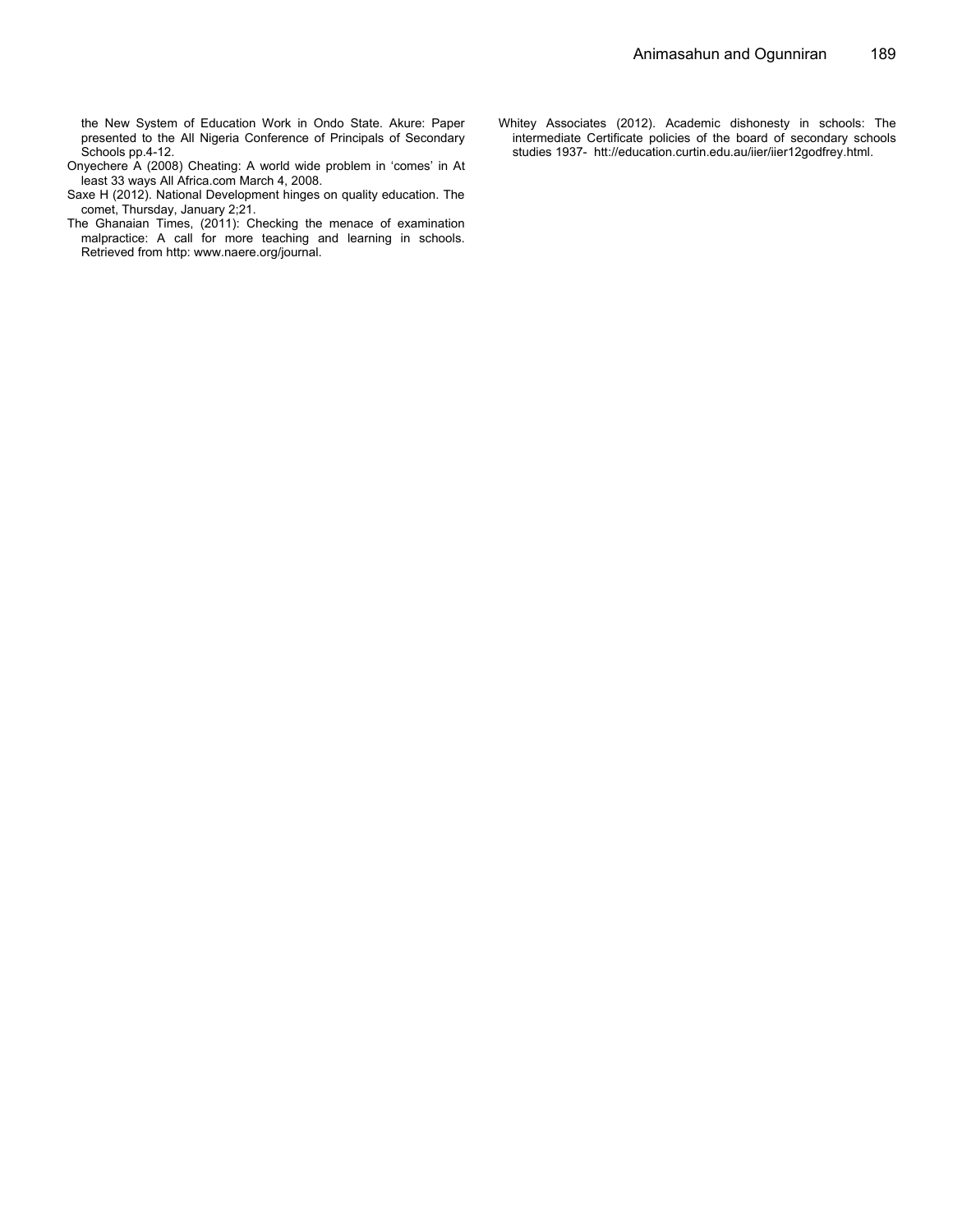the New System of Education Work in Ondo State. Akure: Paper presented to the All Nigeria Conference of Principals of Secondary Schools pp.4-12.

Onyechere A (2008) Cheating: A world wide problem in 'comes' in At least 33 ways All Africa.com March 4, 2008.

Saxe H (2012). National Development hinges on quality education. The comet, Thursday, January 2;21.

The Ghanaian Times, (2011): Checking the menace of examination malpractice: A call for more teaching and learning in schools. Retrieved from http: www.naere.org/journal.

Whitey Associates (2012). Academic dishonesty in schools: The intermediate Certificate policies of the board of secondary schools studies 1937- htt://education.curtin.edu.au/iier/iier12godfrey.html.